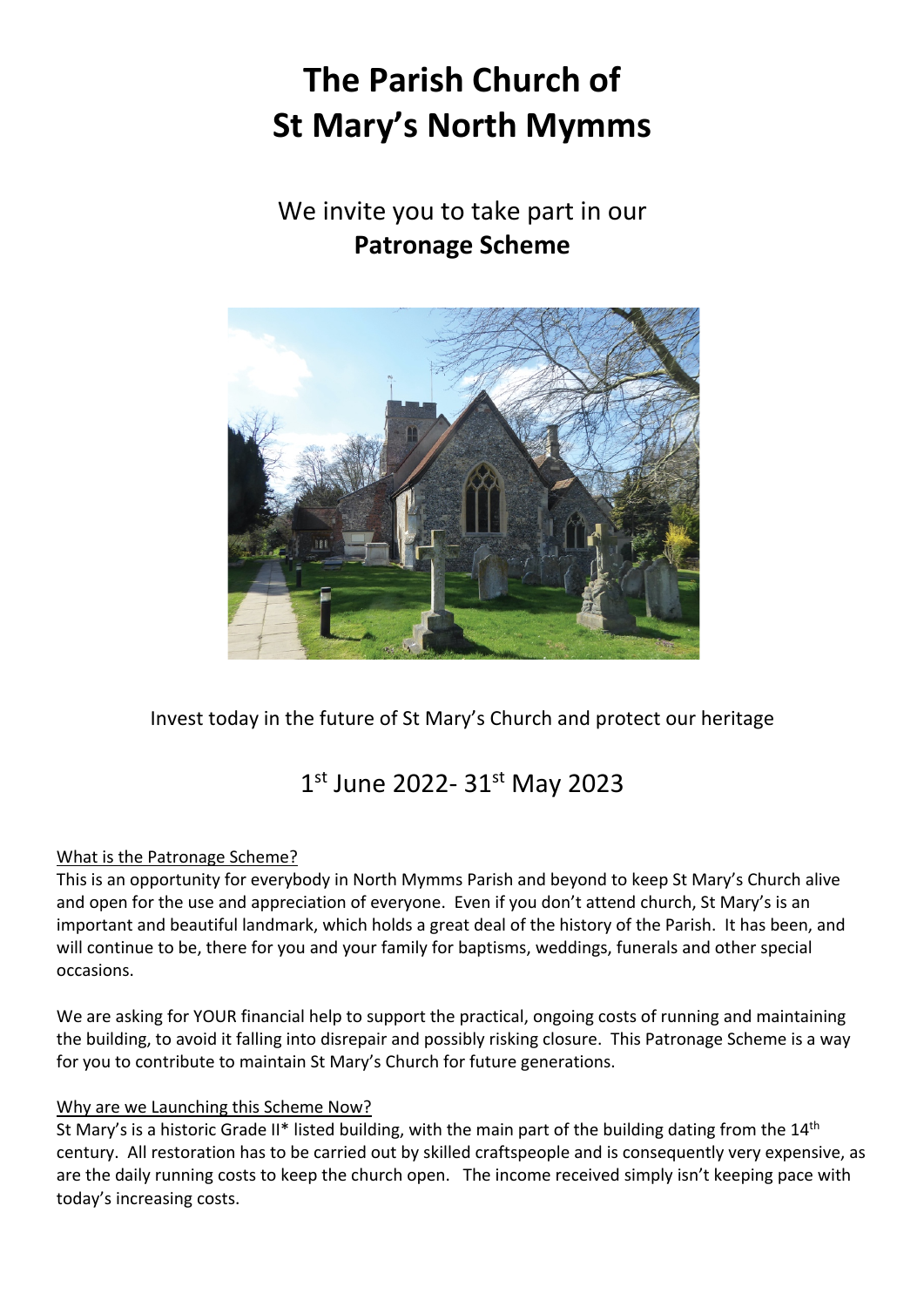# The Parish Church of St Mary's North Mymms

We invite you to take part in our **Patronage Scheme**

Invest today in the future of St Mary's Church and protect our heritage

1st June 2022- 31st May 2023

## What is the Patronage Scheme?

This is an opportunity for everybody in North Mymms Parish and beyond to keep St Mary's Church alive and open for the use and appreciation of everyone. Even if you don't attend church, St Mary's is an important and beautiful landmark, which holds a great deal of the history of the Parish. It has been, and will continue to be, there for you and your family for baptisms, weddings, funerals and other special occasions.

We are asking for YOUR financial help to support the practical, ongoing costs of running and maintaining the building, to avoid it falling into disrepair and possibly risking closure. This Patronage Scheme is a way for you to contribute to maintain St Mary's Church for future generations.

## Why are we Launching this Scheme Now?

St Mary's is a historic Grade II* listed building, with the main part of the building dating from the 14th century. All restoration has to be carried out by skilled craftspeople and is consequently very expensive, as are the daily running costs to keep the church open. The income received simply isn't keeping pace with today's increasing costs.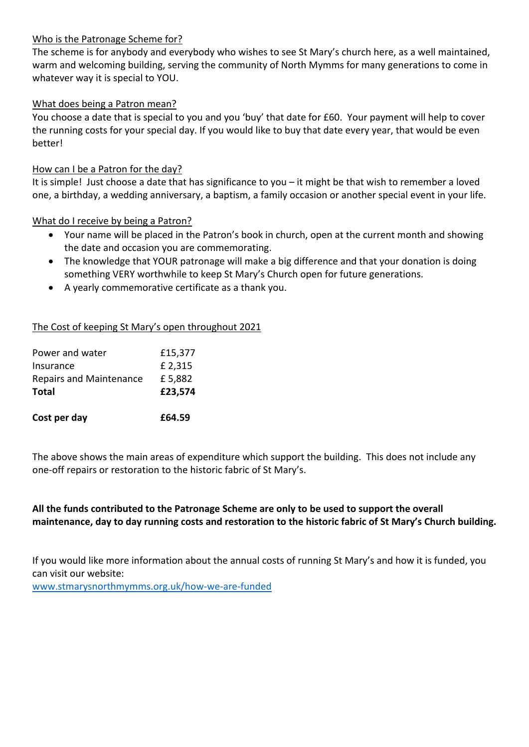Who is the Patronage Scheme for?

The scheme is for anybody and everybody who wishes to see St Mary's church here, as a well maintained, warm and welcoming building, serving the community of North Mymms for many generations to come in whatever way it is special to YOU.

What does being a Patron mean?

You choose a date that is special to you and you 'buy' that date for £60. Your payment will help to cover the running costs for your special day. If you would like to buy that date every year, that would be even better!

How can I be a Patron for the day?

It is simple! Just choose a date that has significance to you – it might be that wish to remember a loved one, a birthday, a wedding anniversary, a baptism, a family occasion or another special event in your life.

What do I receive by being a Patron?

- Your name will be placed in the Patron's book in church, open at the current month and showing the date and occasion you are commemorating.
- The knowledge that YOUR patronage will make a big difference and that your donation is doing something VERY worthwhile to keep St Mary's Church open for future generations.
- A yearly commemorative certificate as a thank you.

The Cost of keeping St Mary's open throughout 2021

| | |
|---|---|
| Power and water | £15,377 |
| Insurance | £ 2,315 |
| Repairs and Maintenance | £ 5,882 |
| **Total** | **£23,574** |
| | |
| **Cost per day** | **£64.59** |

The above shows the main areas of expenditure which support the building. This does not include any one-off repairs or restoration to the historic fabric of St Mary's.

**All the funds contributed to the Patronage Scheme are only to be used to support the overall maintenance, day to day running costs and restoration to the historic fabric of St Mary's Church building.**

If you would like more information about the annual costs of running St Mary's and how it is funded, you can visit our website:
www.stmarysnorthmymms.org.uk/how-we-are-funded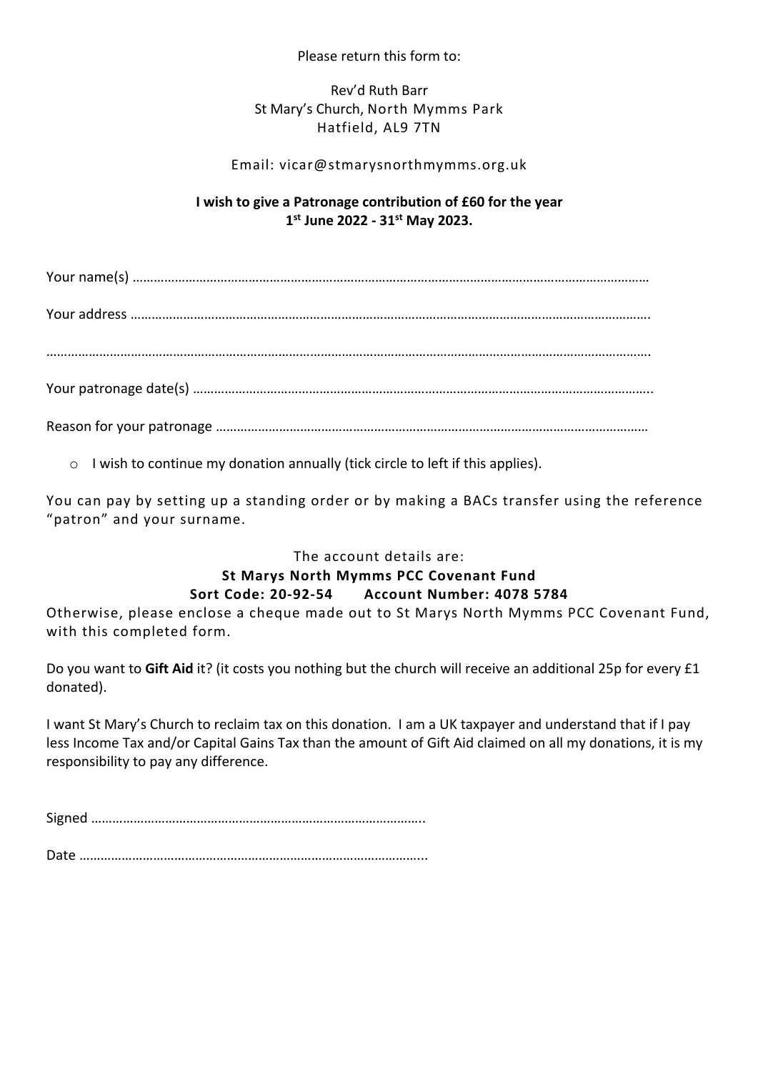Please return this form to:

Rev'd Ruth Barr
St Mary's Church, North Mymms Park
Hatfield, AL9 7TN

Email: vicar@stmarysnorthmymms.org.uk

**I wish to give a Patronage contribution of £60 for the year 1st June 2022 - 31st May 2023.**

Your name(s) ……………………………………………………………………………………………………………………………

Your address …………………………………………………………………………………………………………………………….

…………………………………………………………………………………………………………………………………………….

Your patronage date(s) …………………………………………………………………………………………………………..

Reason for your patronage …………………………………………………………………………………………………………

- ○ I wish to continue my donation annually (tick circle to left if this applies).

You can pay by setting up a standing order or by making a BACs transfer using the reference "patron" and your surname.

The account details are:
**St Marys North Mymms PCC Covenant Fund**
**Sort Code: 20-92-54 Account Number: 4078 5784**

Otherwise, please enclose a cheque made out to St Marys North Mymms PCC Covenant Fund, with this completed form.

Do you want to **Gift Aid** it? (it costs you nothing but the church will receive an additional 25p for every £1 donated).

I want St Mary's Church to reclaim tax on this donation. I am a UK taxpayer and understand that if I pay less Income Tax and/or Capital Gains Tax than the amount of Gift Aid claimed on all my donations, it is my responsibility to pay any difference.

Signed …………………………………………………………………………………..

Date ……………………………………………………………………………………...